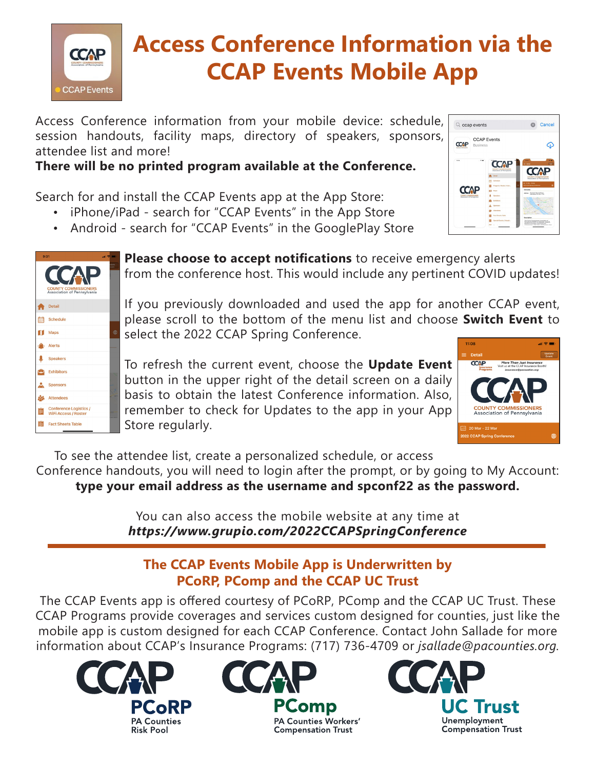# Access Conference Information via the CCAP Events Mobile App

Access Conference information from your mobile device: schedule, session handouts, facility maps, directory of speakers, sponsors, attendee list and more!

**There will be no printed program available at the Conference.**

Search for and install the CCAP Events app at the App Store:

- iPhone/iPad - search for "CCAP Events" in the App Store
- Android - search for "CCAP Events" in the GooglePlay Store

**Please choose to accept notifications** to receive emergency alerts from the conference host. This would include any pertinent COVID updates!

If you previously downloaded and used the app for another CCAP event, please scroll to the bottom of the menu list and choose **Switch Event** to select the 2022 CCAP Spring Conference.

To refresh the current event, choose the **Update Event** button in the upper right of the detail screen on a daily basis to obtain the latest Conference information. Also, remember to check for Updates to the app in your App Store regularly.

To see the attendee list, create a personalized schedule, or access Conference handouts, you will need to login after the prompt, or by going to My Account: **type your email address as the username and spconf22 as the password.**

You can also access the mobile website at any time at ***https://www.grupio.com/2022CCAPSpringConference***

---

## The CCAP Events Mobile App is Underwritten by PCoRP, PComp and the CCAP UC Trust

The CCAP Events app is offered courtesy of PCoRP, PComp and the CCAP UC Trust. These CCAP Programs provide coverages and services custom designed for counties, just like the mobile app is custom designed for each CCAP Conference. Contact John Sallade for more information about CCAP's Insurance Programs: (717) 736-4709 or *jsallade@pacounties.org*.

CCAP PCoRP — PA Counties Risk Pool

CCAP PComp — PA Counties Workers' Compensation Trust

CCAP UC Trust — Unemployment Compensation Trust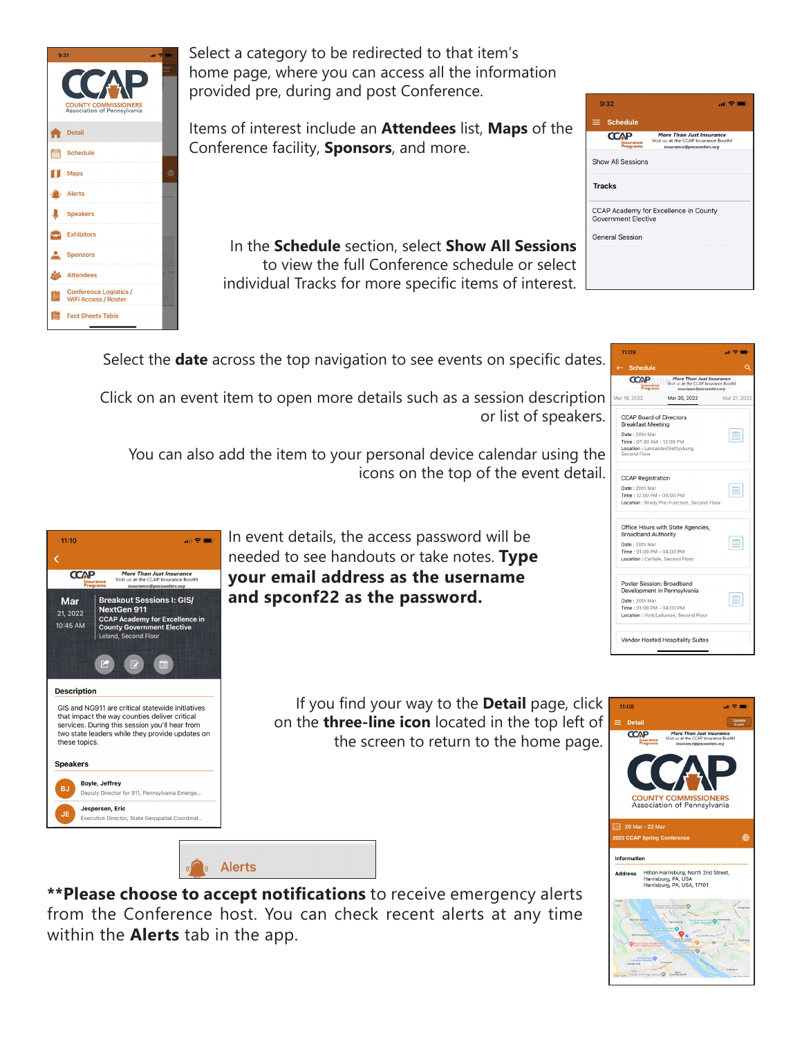Select a category to be redirected to that item's home page, where you can access all the information provided pre, during and post Conference.

Items of interest include an **Attendees** list, **Maps** of the Conference facility, **Sponsors**, and more.

In the **Schedule** section, select **Show All Sessions** to view the full Conference schedule or select individual Tracks for more specific items of interest.

Select the **date** across the top navigation to see events on specific dates.

Click on an event item to open more details such as a session description or list of speakers.

You can also add the item to your personal device calendar using the icons on the top of the event detail.

In event details, the access password will be needed to see handouts or take notes. **Type your email address as the username and spconf22 as the password.**

If you find your way to the **Detail** page, click on the **three-line icon** located in the top left of the screen to return to the home page.

Alerts

****Please choose to accept notifications** to receive emergency alerts from the Conference host. You can check recent alerts at any time within the **Alerts** tab in the app.